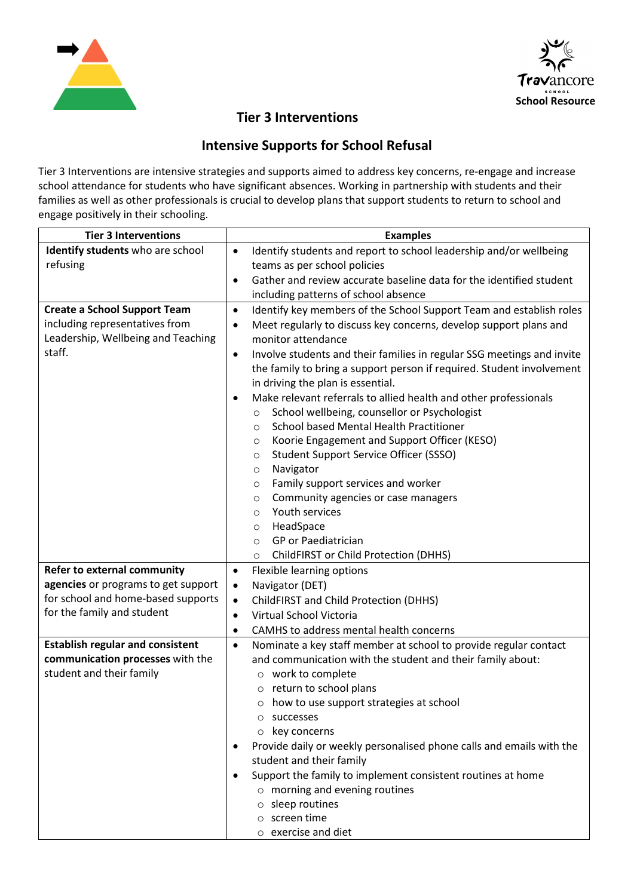Travancore School

School Resource

# Tier 3 Interventions

## Intensive Supports for School Refusal

Tier 3 Interventions are intensive strategies and supports aimed to address key concerns, re-engage and increase school attendance for students who have significant absences. Working in partnership with students and their families as well as other professionals is crucial to develop plans that support students to return to school and engage positively in their schooling.

| Tier 3 Interventions | Examples |
|---|---|
| **Identify students** who are school refusing | • Identify students and report to school leadership and/or wellbeing teams as per school policies<br>• Gather and review accurate baseline data for the identified student including patterns of school absence |
| **Create a School Support Team** including representatives from Leadership, Wellbeing and Teaching staff. | • Identify key members of the School Support Team and establish roles<br>• Meet regularly to discuss key concerns, develop support plans and monitor attendance<br>• Involve students and their families in regular SSG meetings and invite the family to bring a support person if required. Student involvement in driving the plan is essential.<br>• Make relevant referrals to allied health and other professionals<br>&nbsp;&nbsp;○ School wellbeing, counsellor or Psychologist<br>&nbsp;&nbsp;○ School based Mental Health Practitioner<br>&nbsp;&nbsp;○ Koorie Engagement and Support Officer (KESO)<br>&nbsp;&nbsp;○ Student Support Service Officer (SSSO)<br>&nbsp;&nbsp;○ Navigator<br>&nbsp;&nbsp;○ Family support services and worker<br>&nbsp;&nbsp;○ Community agencies or case managers<br>&nbsp;&nbsp;○ Youth services<br>&nbsp;&nbsp;○ HeadSpace<br>&nbsp;&nbsp;○ GP or Paediatrician<br>&nbsp;&nbsp;○ ChildFIRST or Child Protection (DHHS) |
| **Refer to external community agencies** or programs to get support for school and home-based supports for the family and student | • Flexible learning options<br>• Navigator (DET)<br>• ChildFIRST and Child Protection (DHHS)<br>• Virtual School Victoria<br>• CAMHS to address mental health concerns |
| **Establish regular and consistent communication processes** with the student and their family | • Nominate a key staff member at school to provide regular contact and communication with the student and their family about:<br>&nbsp;&nbsp;○ work to complete<br>&nbsp;&nbsp;○ return to school plans<br>&nbsp;&nbsp;○ how to use support strategies at school<br>&nbsp;&nbsp;○ successes<br>&nbsp;&nbsp;○ key concerns<br>• Provide daily or weekly personalised phone calls and emails with the student and their family<br>• Support the family to implement consistent routines at home<br>&nbsp;&nbsp;○ morning and evening routines<br>&nbsp;&nbsp;○ sleep routines<br>&nbsp;&nbsp;○ screen time<br>&nbsp;&nbsp;○ exercise and diet |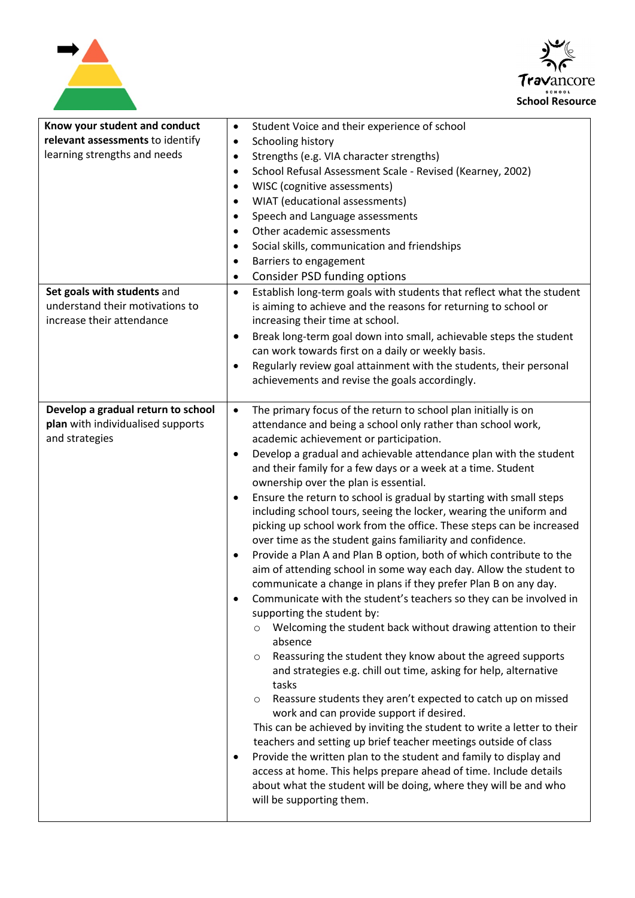| Know your student and conduct relevant assessments to identify learning strengths and needs | • Student Voice and their experience of school<br>• Schooling history<br>• Strengths (e.g. VIA character strengths)<br>• School Refusal Assessment Scale - Revised (Kearney, 2002)<br>• WISC (cognitive assessments)<br>• WIAT (educational assessments)<br>• Speech and Language assessments<br>• Other academic assessments<br>• Social skills, communication and friendships<br>• Barriers to engagement<br>• Consider PSD funding options |
|---|---|
| **Set goals with students** and understand their motivations to increase their attendance | • Establish long-term goals with students that reflect what the student is aiming to achieve and the reasons for returning to school or increasing their time at school.<br>• Break long-term goal down into small, achievable steps the student can work towards first on a daily or weekly basis.<br>• Regularly review goal attainment with the students, their personal achievements and revise the goals accordingly. |
| **Develop a gradual return to school plan** with individualised supports and strategies | • The primary focus of the return to school plan initially is on attendance and being a school only rather than school work, academic achievement or participation.<br>• Develop a gradual and achievable attendance plan with the student and their family for a few days or a week at a time. Student ownership over the plan is essential.<br>• Ensure the return to school is gradual by starting with small steps including school tours, seeing the locker, wearing the uniform and picking up school work from the office. These steps can be increased over time as the student gains familiarity and confidence.<br>• Provide a Plan A and Plan B option, both of which contribute to the aim of attending school in some way each day. Allow the student to communicate a change in plans if they prefer Plan B on any day.<br>• Communicate with the student's teachers so they can be involved in supporting the student by:<br>&nbsp;&nbsp;○ Welcoming the student back without drawing attention to their absence<br>&nbsp;&nbsp;○ Reassuring the student they know about the agreed supports and strategies e.g. chill out time, asking for help, alternative tasks<br>&nbsp;&nbsp;○ Reassure students they aren't expected to catch up on missed work and can provide support if desired.<br>This can be achieved by inviting the student to write a letter to their teachers and setting up brief teacher meetings outside of class<br>• Provide the written plan to the student and family to display and access at home. This helps prepare ahead of time. Include details about what the student will be doing, where they will be and who will be supporting them. |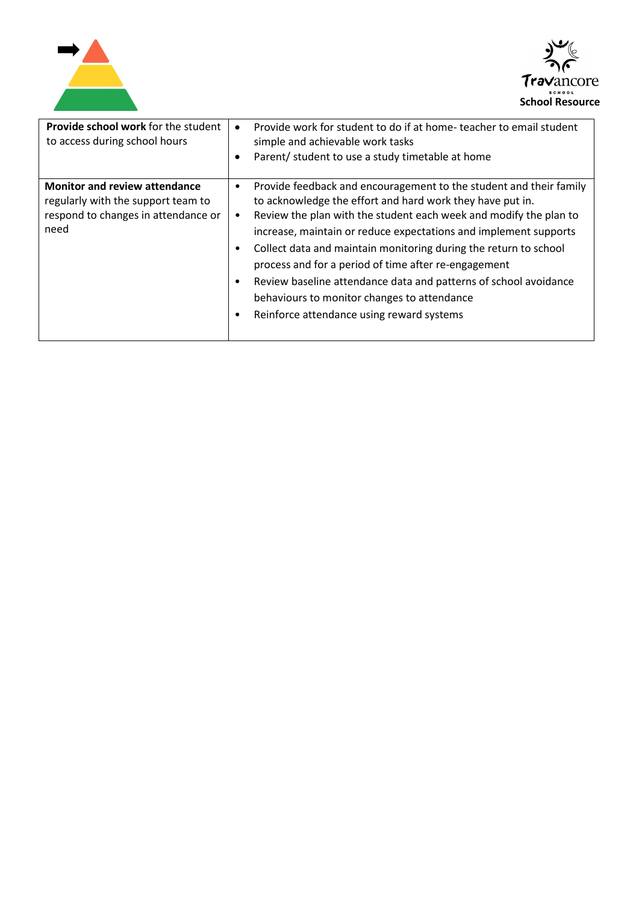| | |
|---|---|
| **Provide school work** for the student to access during school hours | • Provide work for student to do if at home- teacher to email student simple and achievable work tasks<br>• Parent/ student to use a study timetable at home |
| **Monitor and review attendance** regularly with the support team to respond to changes in attendance or need | • Provide feedback and encouragement to the student and their family to acknowledge the effort and hard work they have put in.<br>• Review the plan with the student each week and modify the plan to increase, maintain or reduce expectations and implement supports<br>• Collect data and maintain monitoring during the return to school process and for a period of time after re-engagement<br>• Review baseline attendance data and patterns of school avoidance behaviours to monitor changes to attendance<br>• Reinforce attendance using reward systems |